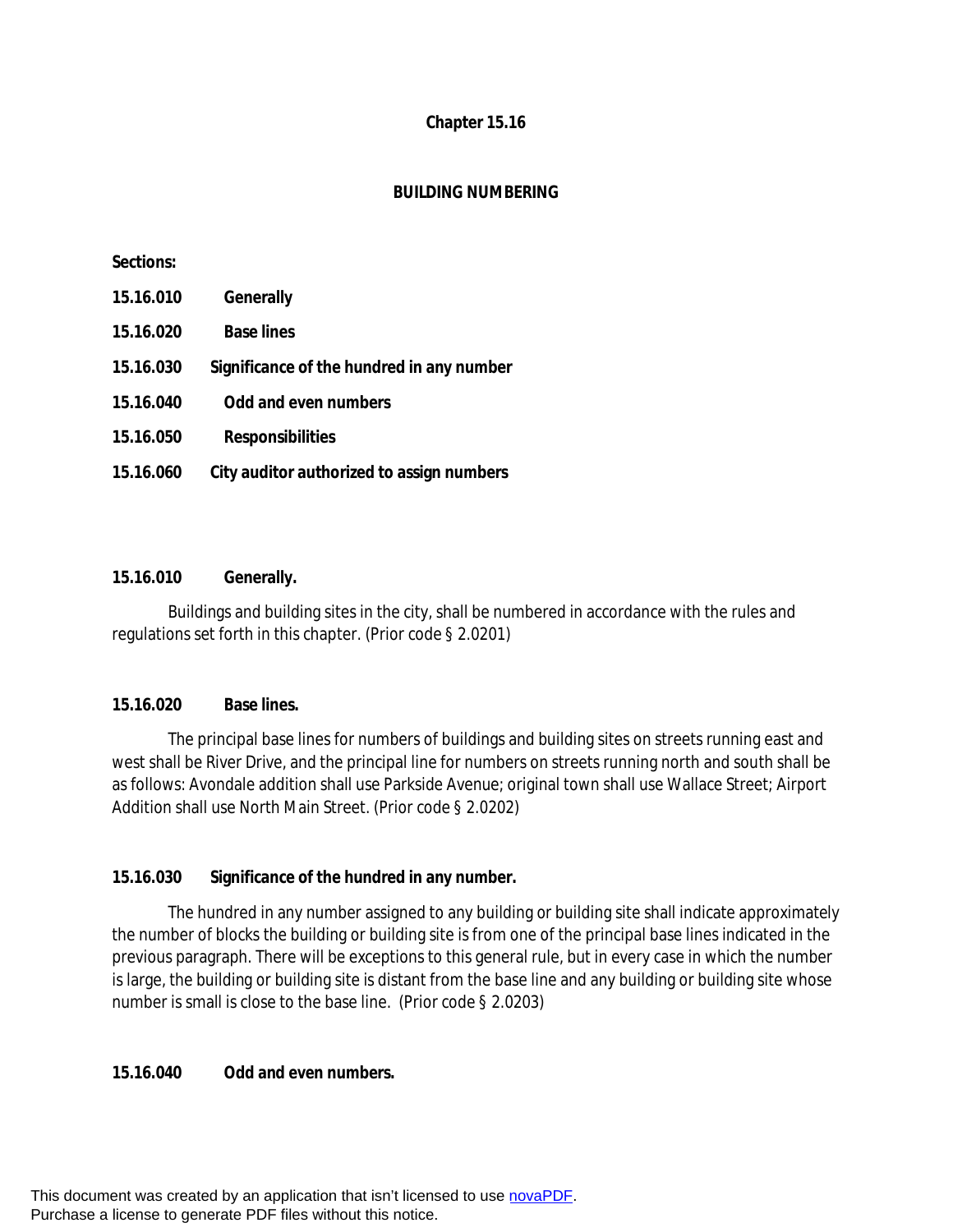**Chapter 15.16**

**BUILDING NUMBERING**

**Sections:**

**15.16.010 Generally**

**15.16.020 Base lines**

**15.16.030 Significance of the hundred in any number**

**15.16.040 Odd and even numbers**

**15.16.050 Responsibilities**

**15.16.060 City auditor authorized to assign numbers**

**15.16.010 Generally.**

Buildings and building sites in the city, shall be numbered in accordance with the rules and regulations set forth in this chapter. (Prior code § 2.0201)

**15.16.020 Base lines.**

The principal base lines for numbers of buildings and building sites on streets running east and west shall be River Drive, and the principal line for numbers on streets running north and south shall be as follows: Avondale addition shall use Parkside Avenue; original town shall use Wallace Street; Airport Addition shall use North Main Street. (Prior code § 2.0202)

**15.16.030 Significance of the hundred in any number.**

The hundred in any number assigned to any building or building site shall indicate approximately the number of blocks the building or building site is from one of the principal base lines indicated in the previous paragraph. There will be exceptions to this general rule, but in every case in which the number is large, the building or building site is distant from the base line and any building or building site whose number is small is close to the base line. (Prior code § 2.0203)

**15.16.040 Odd and even numbers.**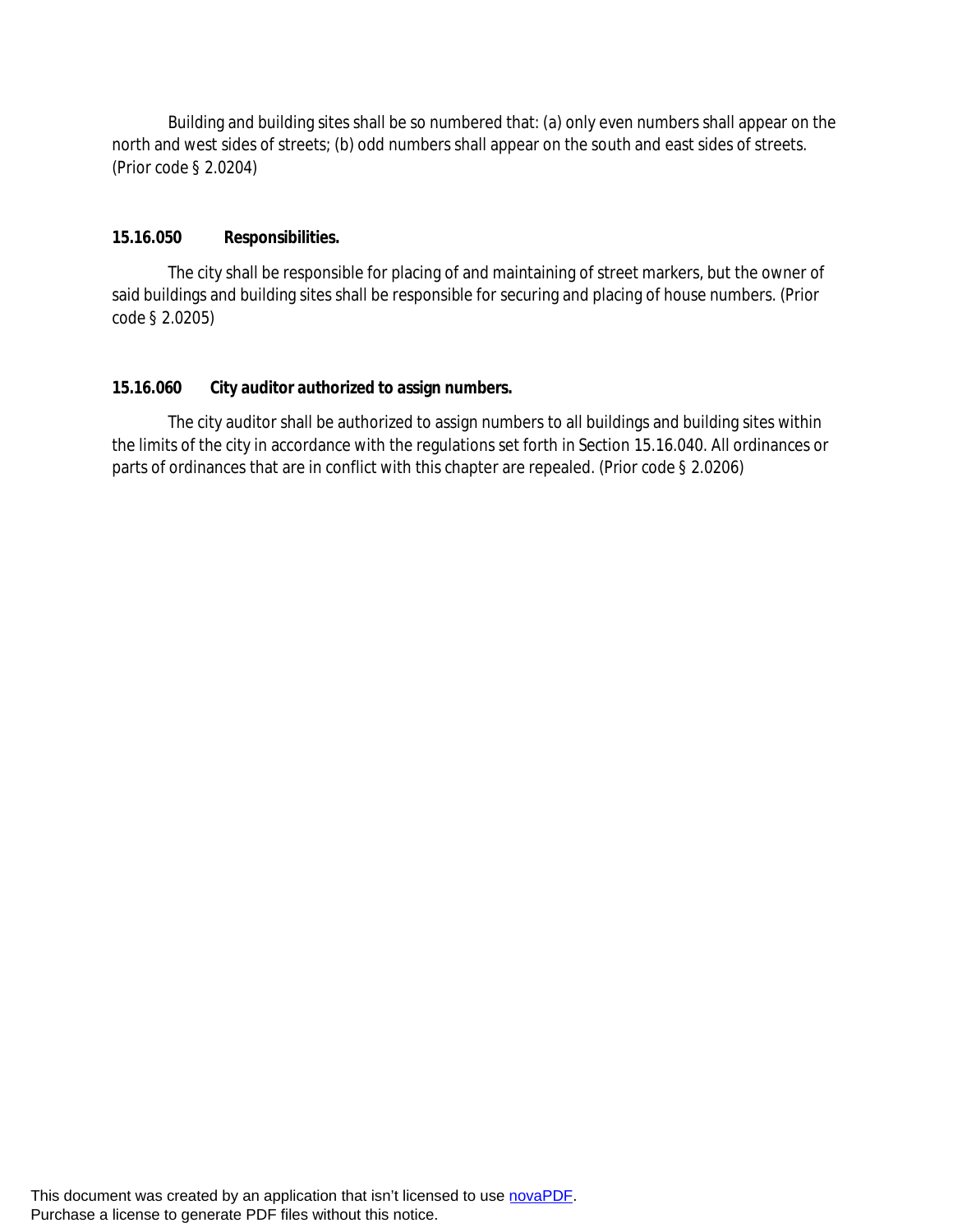Building and building sites shall be so numbered that: (a) only even numbers shall appear on the north and west sides of streets; (b) odd numbers shall appear on the south and east sides of streets. (Prior code § 2.0204)

**15.16.050 Responsibilities.**

The city shall be responsible for placing of and maintaining of street markers, but the owner of said buildings and building sites shall be responsible for securing and placing of house numbers. (Prior code § 2.0205)

**15.16.060 City auditor authorized to assign numbers.**

The city auditor shall be authorized to assign numbers to all buildings and building sites within the limits of the city in accordance with the regulations set forth in Section 15.16.040. All ordinances or parts of ordinances that are in conflict with this chapter are repealed. (Prior code § 2.0206)

This document was created by an application that isn't licensed to use novaPDF.
Purchase a license to generate PDF files without this notice.